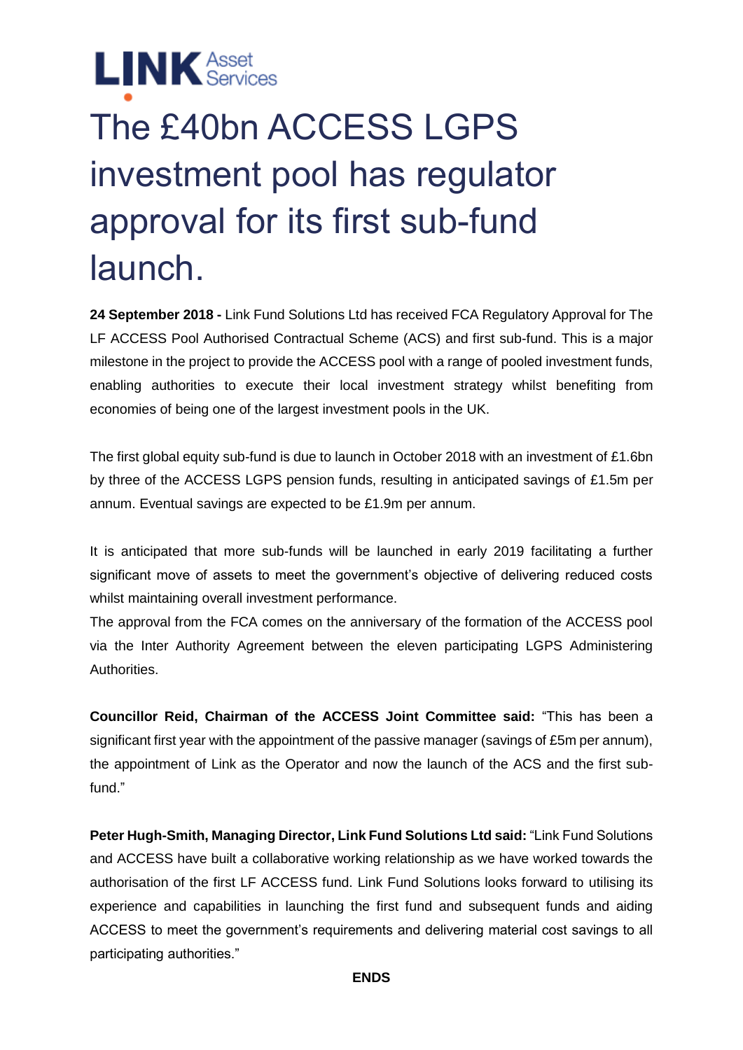LINK Asset Services

# The £40bn ACCESS LGPS investment pool has regulator approval for its first sub-fund launch.

**24 September 2018 -** Link Fund Solutions Ltd has received FCA Regulatory Approval for The LF ACCESS Pool Authorised Contractual Scheme (ACS) and first sub-fund. This is a major milestone in the project to provide the ACCESS pool with a range of pooled investment funds, enabling authorities to execute their local investment strategy whilst benefiting from economies of being one of the largest investment pools in the UK.

The first global equity sub-fund is due to launch in October 2018 with an investment of £1.6bn by three of the ACCESS LGPS pension funds, resulting in anticipated savings of £1.5m per annum. Eventual savings are expected to be £1.9m per annum.

It is anticipated that more sub-funds will be launched in early 2019 facilitating a further significant move of assets to meet the government's objective of delivering reduced costs whilst maintaining overall investment performance.

The approval from the FCA comes on the anniversary of the formation of the ACCESS pool via the Inter Authority Agreement between the eleven participating LGPS Administering Authorities.

**Councillor Reid, Chairman of the ACCESS Joint Committee said:** "This has been a significant first year with the appointment of the passive manager (savings of £5m per annum), the appointment of Link as the Operator and now the launch of the ACS and the first sub-fund."

**Peter Hugh-Smith, Managing Director, Link Fund Solutions Ltd said:** "Link Fund Solutions and ACCESS have built a collaborative working relationship as we have worked towards the authorisation of the first LF ACCESS fund. Link Fund Solutions looks forward to utilising its experience and capabilities in launching the first fund and subsequent funds and aiding ACCESS to meet the government's requirements and delivering material cost savings to all participating authorities."

**ENDS**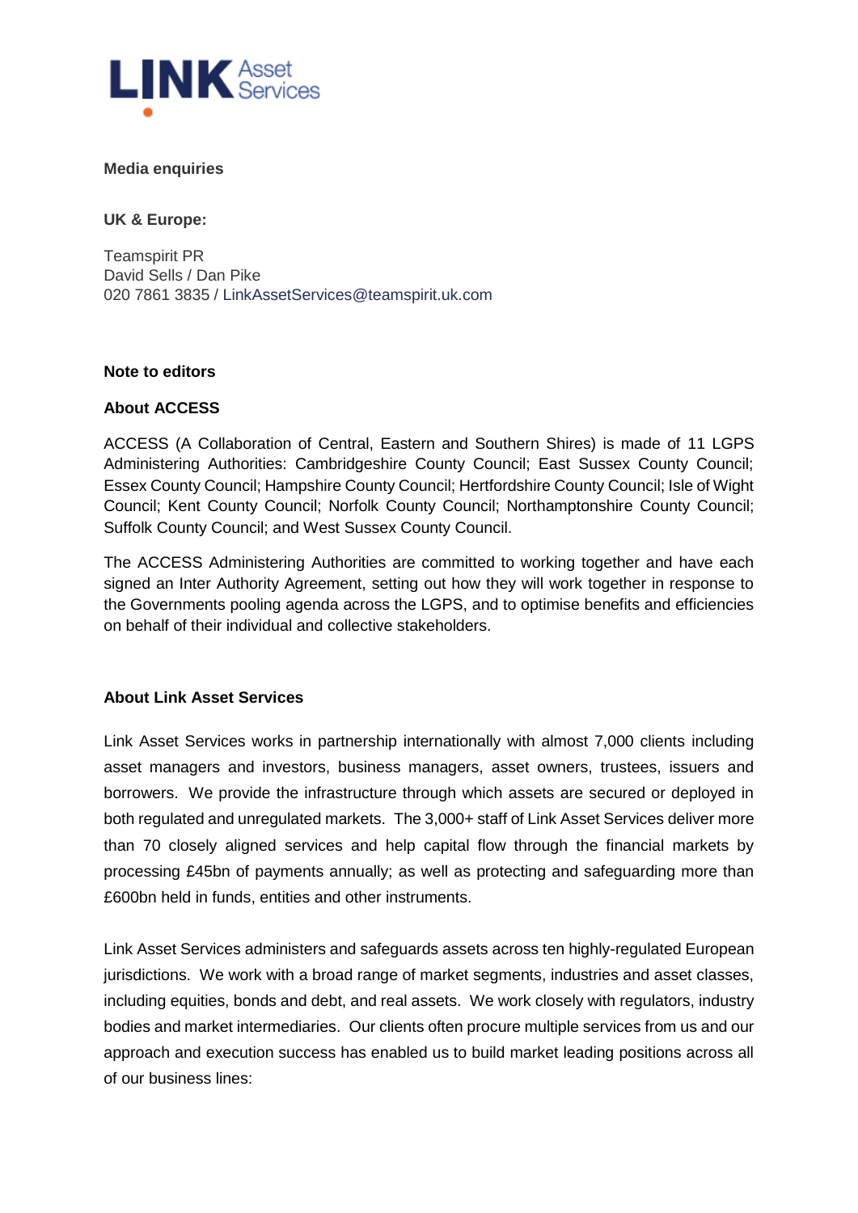**Media enquiries**

**UK & Europe:**

Teamspirit PR
David Sells / Dan Pike
020 7861 3835 / LinkAssetServices@teamspirit.uk.com

**Note to editors**

**About ACCESS**

ACCESS (A Collaboration of Central, Eastern and Southern Shires) is made of 11 LGPS Administering Authorities: Cambridgeshire County Council; East Sussex County Council; Essex County Council; Hampshire County Council; Hertfordshire County Council; Isle of Wight Council; Kent County Council; Norfolk County Council; Northamptonshire County Council; Suffolk County Council; and West Sussex County Council.

The ACCESS Administering Authorities are committed to working together and have each signed an Inter Authority Agreement, setting out how they will work together in response to the Governments pooling agenda across the LGPS, and to optimise benefits and efficiencies on behalf of their individual and collective stakeholders.

**About Link Asset Services**

Link Asset Services works in partnership internationally with almost 7,000 clients including asset managers and investors, business managers, asset owners, trustees, issuers and borrowers. We provide the infrastructure through which assets are secured or deployed in both regulated and unregulated markets. The 3,000+ staff of Link Asset Services deliver more than 70 closely aligned services and help capital flow through the financial markets by processing £45bn of payments annually; as well as protecting and safeguarding more than £600bn held in funds, entities and other instruments.

Link Asset Services administers and safeguards assets across ten highly-regulated European jurisdictions. We work with a broad range of market segments, industries and asset classes, including equities, bonds and debt, and real assets. We work closely with regulators, industry bodies and market intermediaries. Our clients often procure multiple services from us and our approach and execution success has enabled us to build market leading positions across all of our business lines: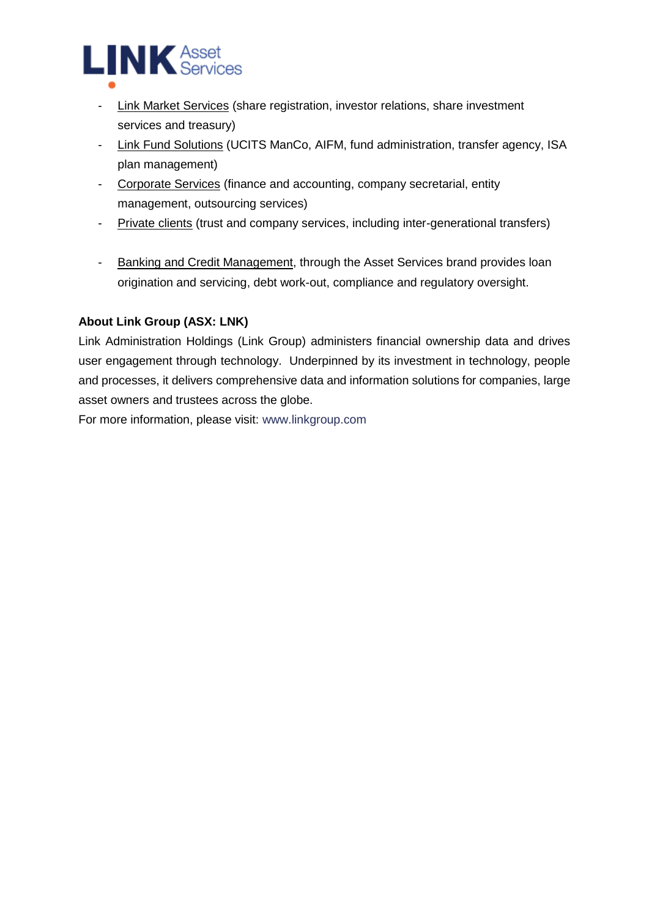- Link Market Services (share registration, investor relations, share investment services and treasury)
- Link Fund Solutions (UCITS ManCo, AIFM, fund administration, transfer agency, ISA plan management)
- Corporate Services (finance and accounting, company secretarial, entity management, outsourcing services)
- Private clients (trust and company services, including inter-generational transfers)

- Banking and Credit Management, through the Asset Services brand provides loan origination and servicing, debt work-out, compliance and regulatory oversight.

**About Link Group (ASX: LNK)**

Link Administration Holdings (Link Group) administers financial ownership data and drives user engagement through technology. Underpinned by its investment in technology, people and processes, it delivers comprehensive data and information solutions for companies, large asset owners and trustees across the globe.

For more information, please visit: www.linkgroup.com